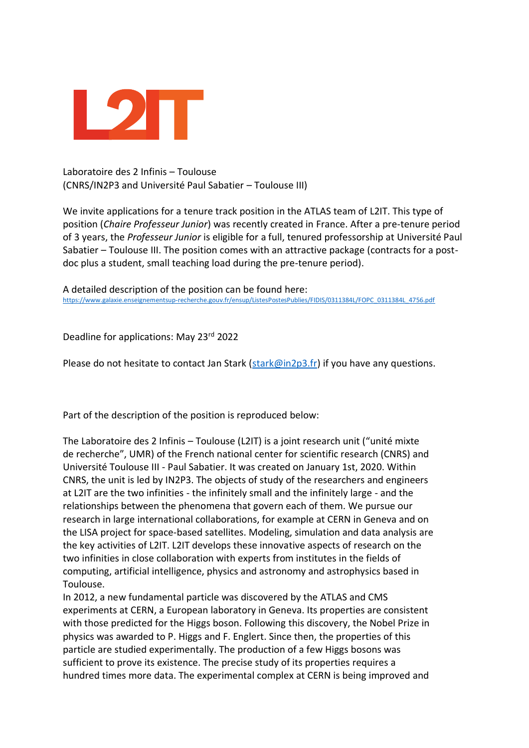L2IT

Laboratoire des 2 Infinis – Toulouse
(CNRS/IN2P3 and Université Paul Sabatier – Toulouse III)

We invite applications for a tenure track position in the ATLAS team of L2IT. This type of position (*Chaire Professeur Junior*) was recently created in France. After a pre-tenure period of 3 years, the *Professeur Junior* is eligible for a full, tenured professorship at Université Paul Sabatier – Toulouse III. The position comes with an attractive package (contracts for a post-doc plus a student, small teaching load during the pre-tenure period).

A detailed description of the position can be found here:
https://www.galaxie.enseignementsup-recherche.gouv.fr/ensup/ListesPostesPublies/FIDIS/0311384L/FOPC_0311384L_4756.pdf

Deadline for applications: May 23rd 2022

Please do not hesitate to contact Jan Stark (stark@in2p3.fr) if you have any questions.

Part of the description of the position is reproduced below:

The Laboratoire des 2 Infinis – Toulouse (L2IT) is a joint research unit ("unité mixte de recherche", UMR) of the French national center for scientific research (CNRS) and Université Toulouse III - Paul Sabatier. It was created on January 1st, 2020. Within CNRS, the unit is led by IN2P3. The objects of study of the researchers and engineers at L2IT are the two infinities - the infinitely small and the infinitely large - and the relationships between the phenomena that govern each of them. We pursue our research in large international collaborations, for example at CERN in Geneva and on the LISA project for space-based satellites. Modeling, simulation and data analysis are the key activities of L2IT. L2IT develops these innovative aspects of research on the two infinities in close collaboration with experts from institutes in the fields of computing, artificial intelligence, physics and astronomy and astrophysics based in Toulouse.
In 2012, a new fundamental particle was discovered by the ATLAS and CMS experiments at CERN, a European laboratory in Geneva. Its properties are consistent with those predicted for the Higgs boson. Following this discovery, the Nobel Prize in physics was awarded to P. Higgs and F. Englert. Since then, the properties of this particle are studied experimentally. The production of a few Higgs bosons was sufficient to prove its existence. The precise study of its properties requires a hundred times more data. The experimental complex at CERN is being improved and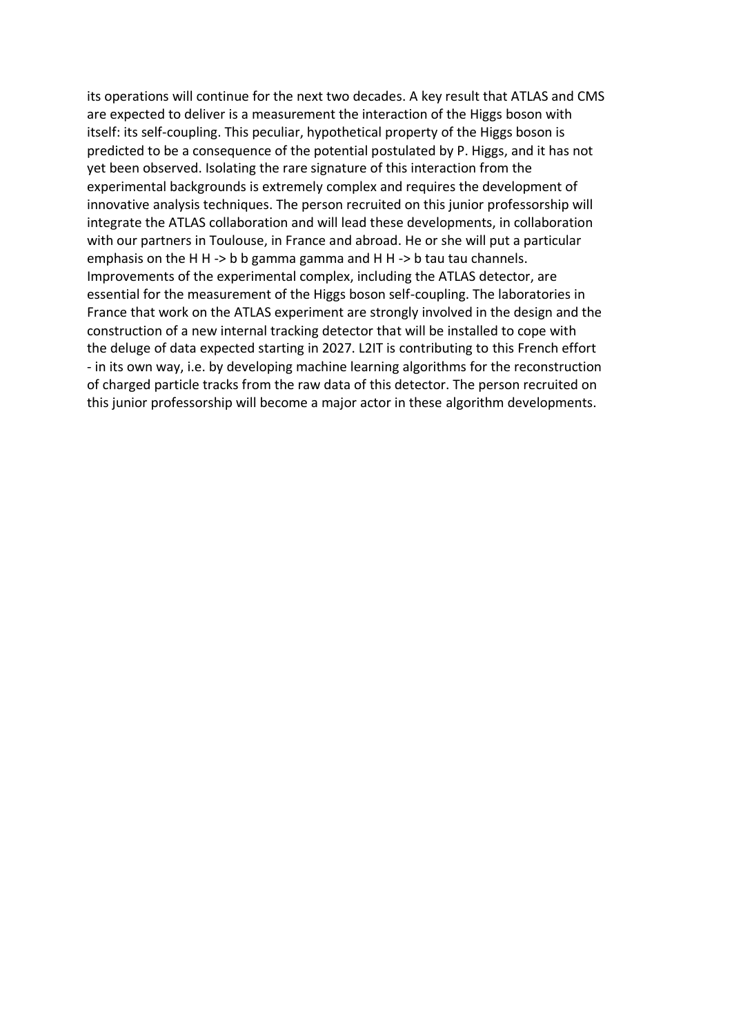its operations will continue for the next two decades. A key result that ATLAS and CMS are expected to deliver is a measurement the interaction of the Higgs boson with itself: its self-coupling. This peculiar, hypothetical property of the Higgs boson is predicted to be a consequence of the potential postulated by P. Higgs, and it has not yet been observed. Isolating the rare signature of this interaction from the experimental backgrounds is extremely complex and requires the development of innovative analysis techniques. The person recruited on this junior professorship will integrate the ATLAS collaboration and will lead these developments, in collaboration with our partners in Toulouse, in France and abroad. He or she will put a particular emphasis on the H H -> b b gamma gamma and H H -> b tau tau channels. Improvements of the experimental complex, including the ATLAS detector, are essential for the measurement of the Higgs boson self-coupling. The laboratories in France that work on the ATLAS experiment are strongly involved in the design and the construction of a new internal tracking detector that will be installed to cope with the deluge of data expected starting in 2027. L2IT is contributing to this French effort - in its own way, i.e. by developing machine learning algorithms for the reconstruction of charged particle tracks from the raw data of this detector. The person recruited on this junior professorship will become a major actor in these algorithm developments.